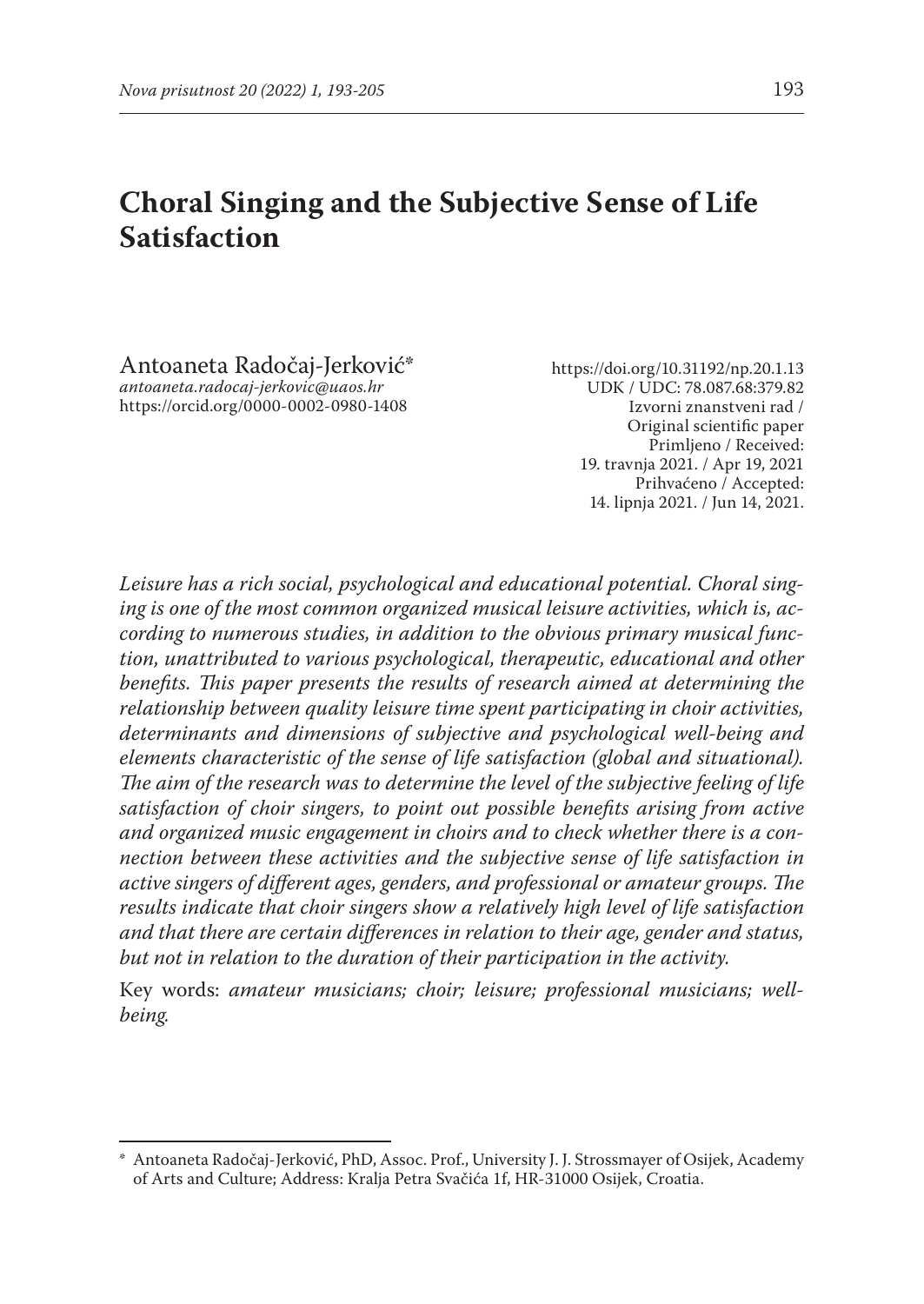# Choral Singing and the Subjective Sense of Life Satisfaction

Antoaneta Radočaj-Jerković*
*antoaneta.radocaj-jerkovic@uaos.hr*
https://orcid.org/0000-0002-0980-1408

https://doi.org/10.31192/np.20.1.13
UDK / UDC: 78.087.68:379.82
Izvorni znanstveni rad /
Original scientific paper
Primljeno / Received:
19. travnja 2021. / Apr 19, 2021
Prihvaćeno / Accepted:
14. lipnja 2021. / Jun 14, 2021.

*Leisure has a rich social, psychological and educational potential. Choral singing is one of the most common organized musical leisure activities, which is, according to numerous studies, in addition to the obvious primary musical function, unattributed to various psychological, therapeutic, educational and other benefits. This paper presents the results of research aimed at determining the relationship between quality leisure time spent participating in choir activities, determinants and dimensions of subjective and psychological well-being and elements characteristic of the sense of life satisfaction (global and situational). The aim of the research was to determine the level of the subjective feeling of life satisfaction of choir singers, to point out possible benefits arising from active and organized music engagement in choirs and to check whether there is a connection between these activities and the subjective sense of life satisfaction in active singers of different ages, genders, and professional or amateur groups. The results indicate that choir singers show a relatively high level of life satisfaction and that there are certain differences in relation to their age, gender and status, but not in relation to the duration of their participation in the activity.*

Key words: *amateur musicians; choir; leisure; professional musicians; well-being.*

---

\* Antoaneta Radočaj-Jerković, PhD, Assoc. Prof., University J. J. Strossmayer of Osijek, Academy of Arts and Culture; Address: Kralja Petra Svačića 1f, HR-31000 Osijek, Croatia.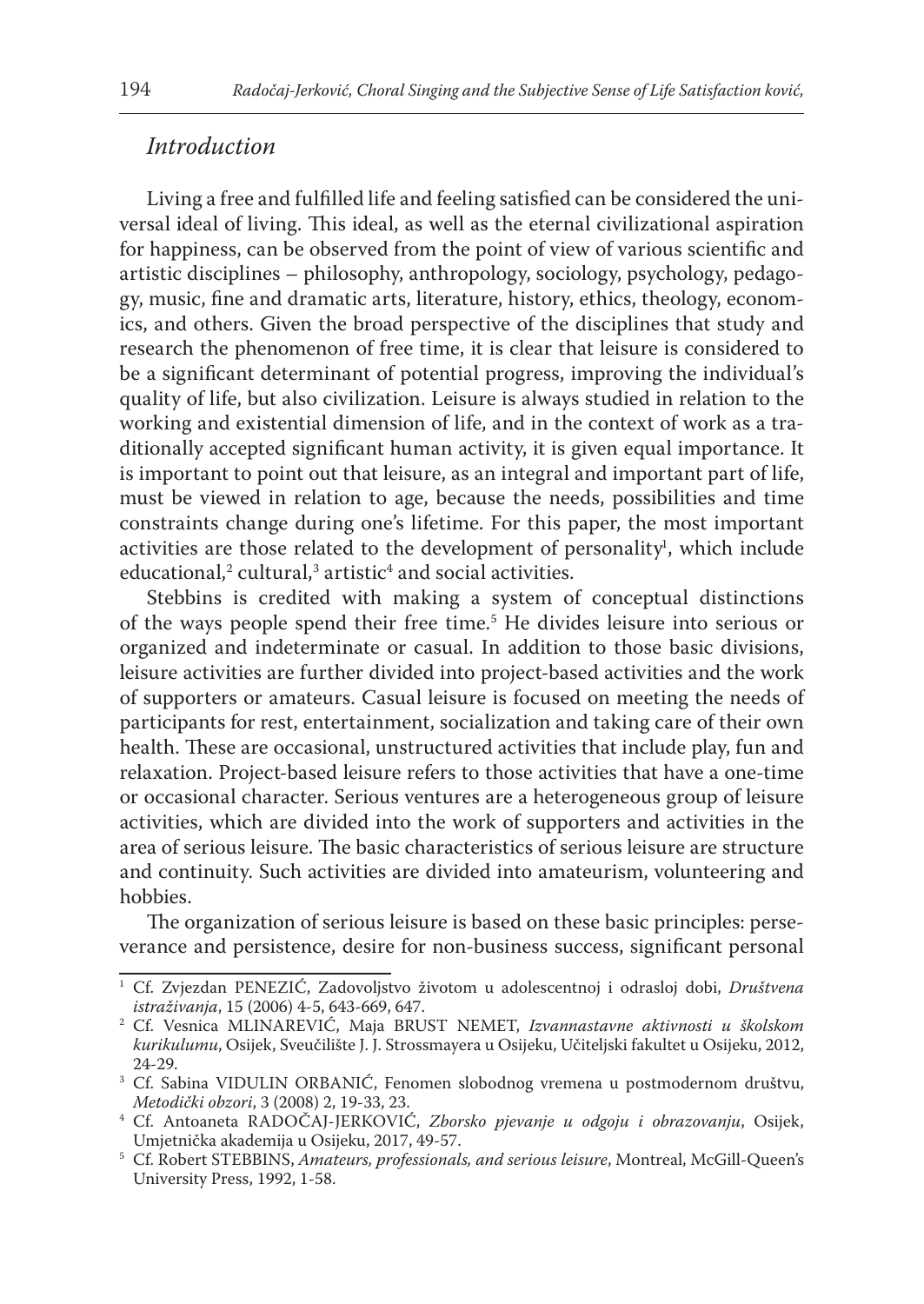## *Introduction*

Living a free and fulfilled life and feeling satisfied can be considered the universal ideal of living. This ideal, as well as the eternal civilizational aspiration for happiness, can be observed from the point of view of various scientific and artistic disciplines – philosophy, anthropology, sociology, psychology, pedagogy, music, fine and dramatic arts, literature, history, ethics, theology, economics, and others. Given the broad perspective of the disciplines that study and research the phenomenon of free time, it is clear that leisure is considered to be a significant determinant of potential progress, improving the individual's quality of life, but also civilization. Leisure is always studied in relation to the working and existential dimension of life, and in the context of work as a traditionally accepted significant human activity, it is given equal importance. It is important to point out that leisure, as an integral and important part of life, must be viewed in relation to age, because the needs, possibilities and time constraints change during one's lifetime. For this paper, the most important activities are those related to the development of personality[1], which include educational,[2] cultural,[3] artistic[4] and social activities.

Stebbins is credited with making a system of conceptual distinctions of the ways people spend their free time.[5] He divides leisure into serious or organized and indeterminate or casual. In addition to those basic divisions, leisure activities are further divided into project-based activities and the work of supporters or amateurs. Casual leisure is focused on meeting the needs of participants for rest, entertainment, socialization and taking care of their own health. These are occasional, unstructured activities that include play, fun and relaxation. Project-based leisure refers to those activities that have a one-time or occasional character. Serious ventures are a heterogeneous group of leisure activities, which are divided into the work of supporters and activities in the area of serious leisure. The basic characteristics of serious leisure are structure and continuity. Such activities are divided into amateurism, volunteering and hobbies.

The organization of serious leisure is based on these basic principles: perseverance and persistence, desire for non-business success, significant personal

---

[1] Cf. Zvjezdan PENEZIĆ, Zadovoljstvo životom u adolescentnoj i odrasloj dobi, *Društvena istraživanja*, 15 (2006) 4-5, 643-669, 647.

[2] Cf. Vesnica MLINAREVIĆ, Maja BRUST NEMET, *Izvannastavne aktivnosti u školskom kurikulumu*, Osijek, Sveučilište J. J. Strossmayera u Osijeku, Učiteljski fakultet u Osijeku, 2012, 24-29.

[3] Cf. Sabina VIDULIN ORBANIĆ, Fenomen slobodnog vremena u postmodernom društvu, *Metodički obzori*, 3 (2008) 2, 19-33, 23.

[4] Cf. Antoaneta RADOČAJ-JERKOVIĆ, *Zborsko pjevanje u odgoju i obrazovanju*, Osijek, Umjetnička akademija u Osijeku, 2017, 49-57.

[5] Cf. Robert STEBBINS, *Amateurs, professionals, and serious leisure*, Montreal, McGill-Queen's University Press, 1992, 1-58.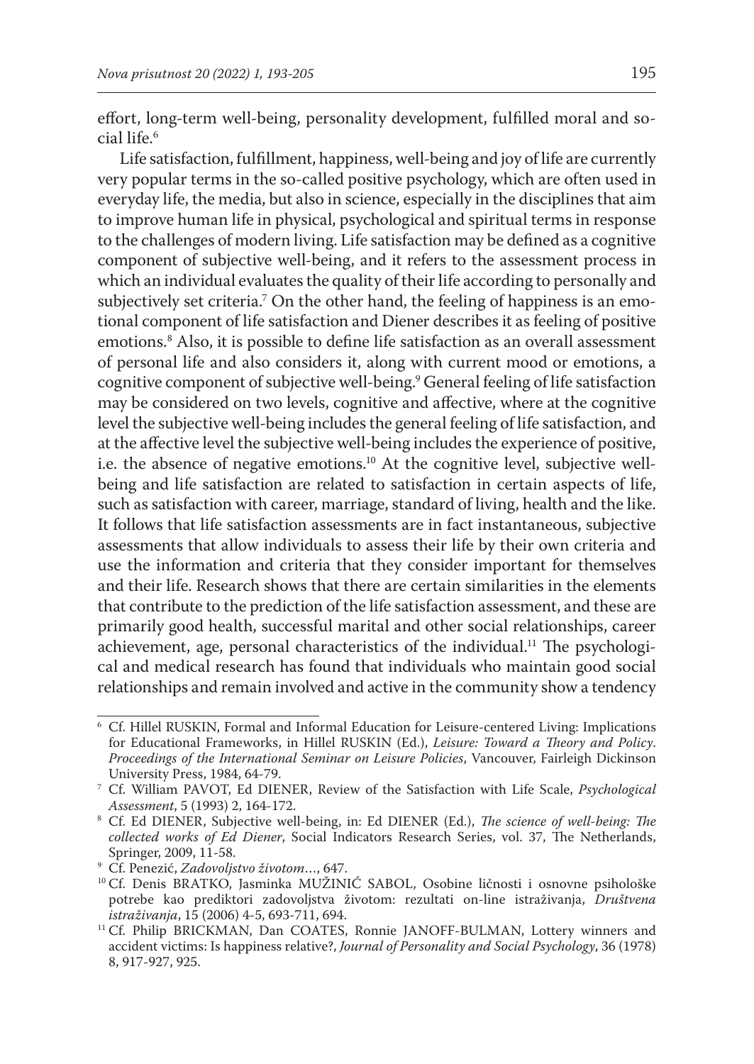effort, long-term well-being, personality development, fulfilled moral and social life.[6]

Life satisfaction, fulfillment, happiness, well-being and joy of life are currently very popular terms in the so-called positive psychology, which are often used in everyday life, the media, but also in science, especially in the disciplines that aim to improve human life in physical, psychological and spiritual terms in response to the challenges of modern living. Life satisfaction may be defined as a cognitive component of subjective well-being, and it refers to the assessment process in which an individual evaluates the quality of their life according to personally and subjectively set criteria.[7] On the other hand, the feeling of happiness is an emotional component of life satisfaction and Diener describes it as feeling of positive emotions.[8] Also, it is possible to define life satisfaction as an overall assessment of personal life and also considers it, along with current mood or emotions, a cognitive component of subjective well-being.[9] General feeling of life satisfaction may be considered on two levels, cognitive and affective, where at the cognitive level the subjective well-being includes the general feeling of life satisfaction, and at the affective level the subjective well-being includes the experience of positive, i.e. the absence of negative emotions.[10] At the cognitive level, subjective well-being and life satisfaction are related to satisfaction in certain aspects of life, such as satisfaction with career, marriage, standard of living, health and the like. It follows that life satisfaction assessments are in fact instantaneous, subjective assessments that allow individuals to assess their life by their own criteria and use the information and criteria that they consider important for themselves and their life. Research shows that there are certain similarities in the elements that contribute to the prediction of the life satisfaction assessment, and these are primarily good health, successful marital and other social relationships, career achievement, age, personal characteristics of the individual.[11] The psychological and medical research has found that individuals who maintain good social relationships and remain involved and active in the community show a tendency

---

[6] Cf. Hillel RUSKIN, Formal and Informal Education for Leisure-centered Living: Implications for Educational Frameworks, in Hillel RUSKIN (Ed.), *Leisure: Toward a Theory and Policy. Proceedings of the International Seminar on Leisure Policies*, Vancouver, Fairleigh Dickinson University Press, 1984, 64-79.

[7] Cf. William PAVOT, Ed DIENER, Review of the Satisfaction with Life Scale, *Psychological Assessment*, 5 (1993) 2, 164-172.

[8] Cf. Ed DIENER, Subjective well-being, in: Ed DIENER (Ed.), *The science of well-being: The collected works of Ed Diener*, Social Indicators Research Series, vol. 37, The Netherlands, Springer, 2009, 11-58.

[9] Cf. Penezić, *Zadovoljstvo životom…*, 647.

[10] Cf. Denis BRATKO, Jasminka MUŽINIĆ SABOL, Osobine ličnosti i osnovne psihološke potrebe kao prediktori zadovoljstva životom: rezultati on-line istraživanja, *Društvena istraživanja*, 15 (2006) 4-5, 693-711, 694.

[11] Cf. Philip BRICKMAN, Dan COATES, Ronnie JANOFF-BULMAN, Lottery winners and accident victims: Is happiness relative?, *Journal of Personality and Social Psychology*, 36 (1978) 8, 917-927, 925.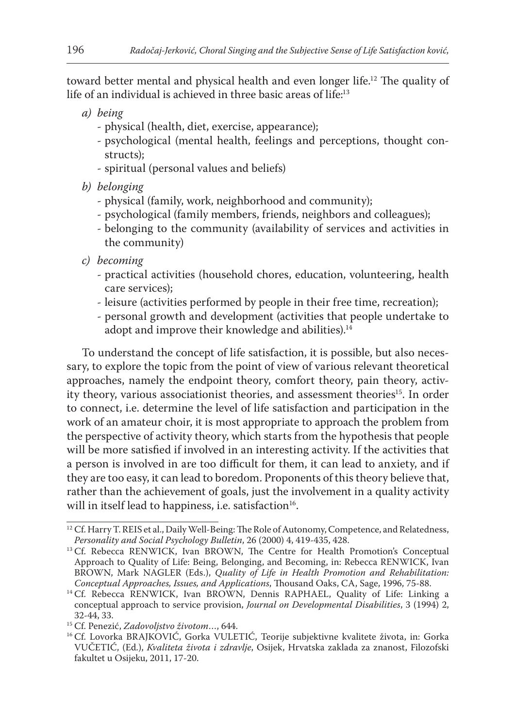toward better mental and physical health and even longer life.[12] The quality of life of an individual is achieved in three basic areas of life:[13]

*a) being*
- physical (health, diet, exercise, appearance);
- psychological (mental health, feelings and perceptions, thought constructs);
- spiritual (personal values and beliefs)

*b) belonging*
- physical (family, work, neighborhood and community);
- psychological (family members, friends, neighbors and colleagues);
- belonging to the community (availability of services and activities in the community)

*c) becoming*
- practical activities (household chores, education, volunteering, health care services);
- leisure (activities performed by people in their free time, recreation);
- personal growth and development (activities that people undertake to adopt and improve their knowledge and abilities).[14]

To understand the concept of life satisfaction, it is possible, but also necessary, to explore the topic from the point of view of various relevant theoretical approaches, namely the endpoint theory, comfort theory, pain theory, activity theory, various associationist theories, and assessment theories[15]. In order to connect, i.e. determine the level of life satisfaction and participation in the work of an amateur choir, it is most appropriate to approach the problem from the perspective of activity theory, which starts from the hypothesis that people will be more satisfied if involved in an interesting activity. If the activities that a person is involved in are too difficult for them, it can lead to anxiety, and if they are too easy, it can lead to boredom. Proponents of this theory believe that, rather than the achievement of goals, just the involvement in a quality activity will in itself lead to happiness, i.e. satisfaction[16].

---

[12] Cf. Harry T. REIS et al., Daily Well-Being: The Role of Autonomy, Competence, and Relatedness, *Personality and Social Psychology Bulletin*, 26 (2000) 4, 419-435, 428.

[13] Cf. Rebecca RENWICK, Ivan BROWN, The Centre for Health Promotion's Conceptual Approach to Quality of Life: Being, Belonging, and Becoming, in: Rebecca RENWICK, Ivan BROWN, Mark NAGLER (Eds.), *Quality of Life in Health Promotion and Rehabilitation: Conceptual Approaches, Issues, and Applications*, Thousand Oaks, CA, Sage, 1996, 75-88.

[14] Cf. Rebecca RENWICK, Ivan BROWN, Dennis RAPHAEL, Quality of Life: Linking a conceptual approach to service provision, *Journal on Developmental Disabilities*, 3 (1994) 2, 32-44, 33.

[15] Cf. Penezić, *Zadovoljstvo životom…*, 644.

[16] Cf. Lovorka BRAJKOVIĆ, Gorka VULETIĆ, Teorije subjektivne kvalitete života, in: Gorka VUČETIĆ, (Ed.), *Kvaliteta života i zdravlje*, Osijek, Hrvatska zaklada za znanost, Filozofski fakultet u Osijeku, 2011, 17-20.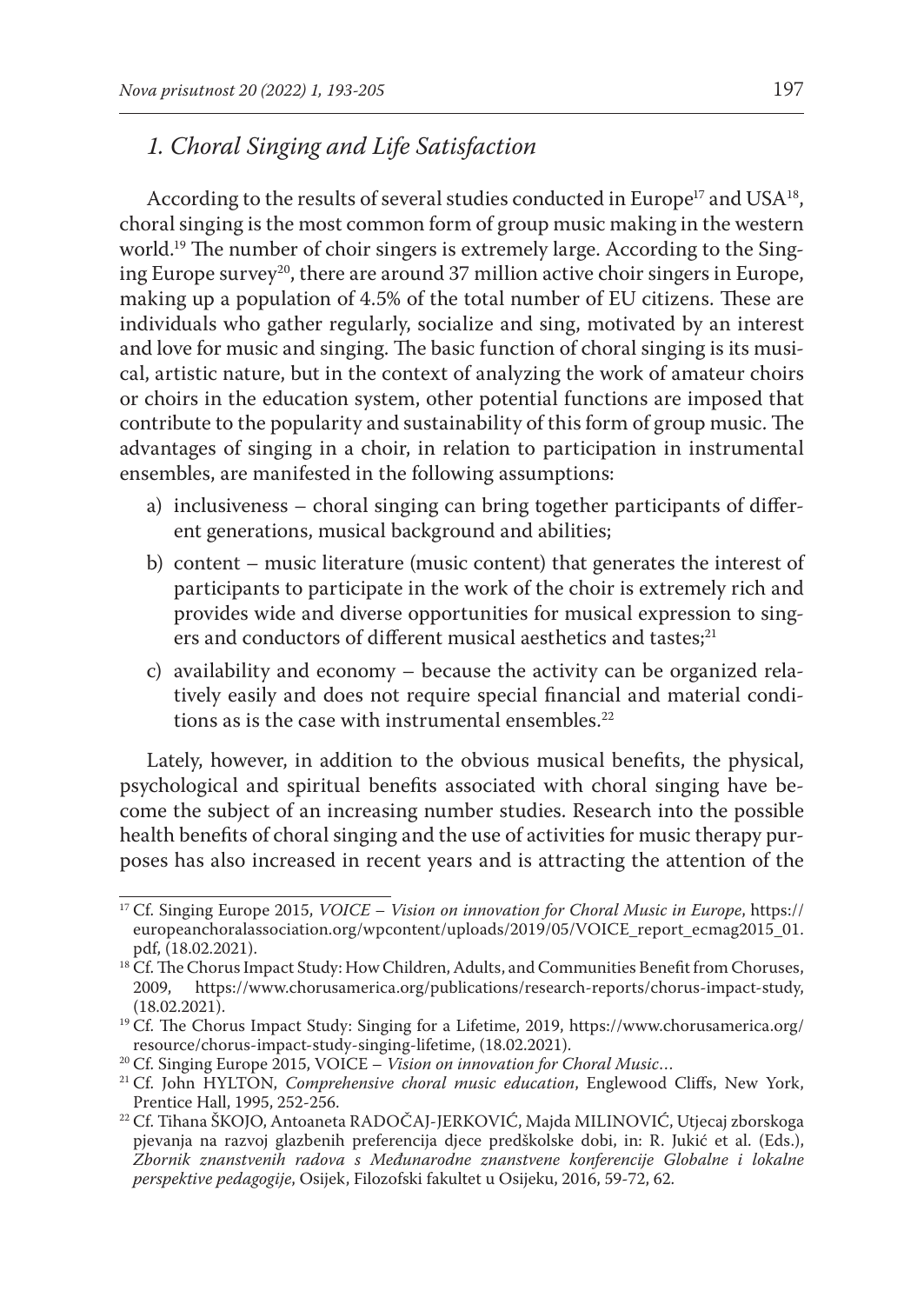## *1. Choral Singing and Life Satisfaction*

According to the results of several studies conducted in Europe[17] and USA[18], choral singing is the most common form of group music making in the western world.[19] The number of choir singers is extremely large. According to the Singing Europe survey[20], there are around 37 million active choir singers in Europe, making up a population of 4.5% of the total number of EU citizens. These are individuals who gather regularly, socialize and sing, motivated by an interest and love for music and singing. The basic function of choral singing is its musical, artistic nature, but in the context of analyzing the work of amateur choirs or choirs in the education system, other potential functions are imposed that contribute to the popularity and sustainability of this form of group music. The advantages of singing in a choir, in relation to participation in instrumental ensembles, are manifested in the following assumptions:

a) inclusiveness – choral singing can bring together participants of different generations, musical background and abilities;

b) content – music literature (music content) that generates the interest of participants to participate in the work of the choir is extremely rich and provides wide and diverse opportunities for musical expression to singers and conductors of different musical aesthetics and tastes;[21]

c) availability and economy – because the activity can be organized relatively easily and does not require special financial and material conditions as is the case with instrumental ensembles.[22]

Lately, however, in addition to the obvious musical benefits, the physical, psychological and spiritual benefits associated with choral singing have become the subject of an increasing number studies. Research into the possible health benefits of choral singing and the use of activities for music therapy purposes has also increased in recent years and is attracting the attention of the

---

[17] Cf. Singing Europe 2015, *VOICE – Vision on innovation for Choral Music in Europe*, https://europeanchoralassociation.org/wpcontent/uploads/2019/05/VOICE_report_ecmag2015_01.pdf, (18.02.2021).

[18] Cf. The Chorus Impact Study: How Children, Adults, and Communities Benefit from Choruses, 2009, https://www.chorusamerica.org/publications/research-reports/chorus-impact-study, (18.02.2021).

[19] Cf. The Chorus Impact Study: Singing for a Lifetime, 2019, https://www.chorusamerica.org/resource/chorus-impact-study-singing-lifetime, (18.02.2021).

[20] Cf. Singing Europe 2015, VOICE – *Vision on innovation for Choral Music*…

[21] Cf. John HYLTON, *Comprehensive choral music education*, Englewood Cliffs, New York, Prentice Hall, 1995, 252-256.

[22] Cf. Tihana ŠKOJO, Antoaneta RADOČAJ-JERKOVIĆ, Majda MILINOVIĆ, Utjecaj zborskoga pjevanja na razvoj glazbenih preferencija djece predškolske dobi, in: R. Jukić et al. (Eds.), *Zbornik znanstvenih radova s Međunarodne znanstvene konferencije Globalne i lokalne perspektive pedagogije*, Osijek, Filozofski fakultet u Osijeku, 2016, 59-72, 62.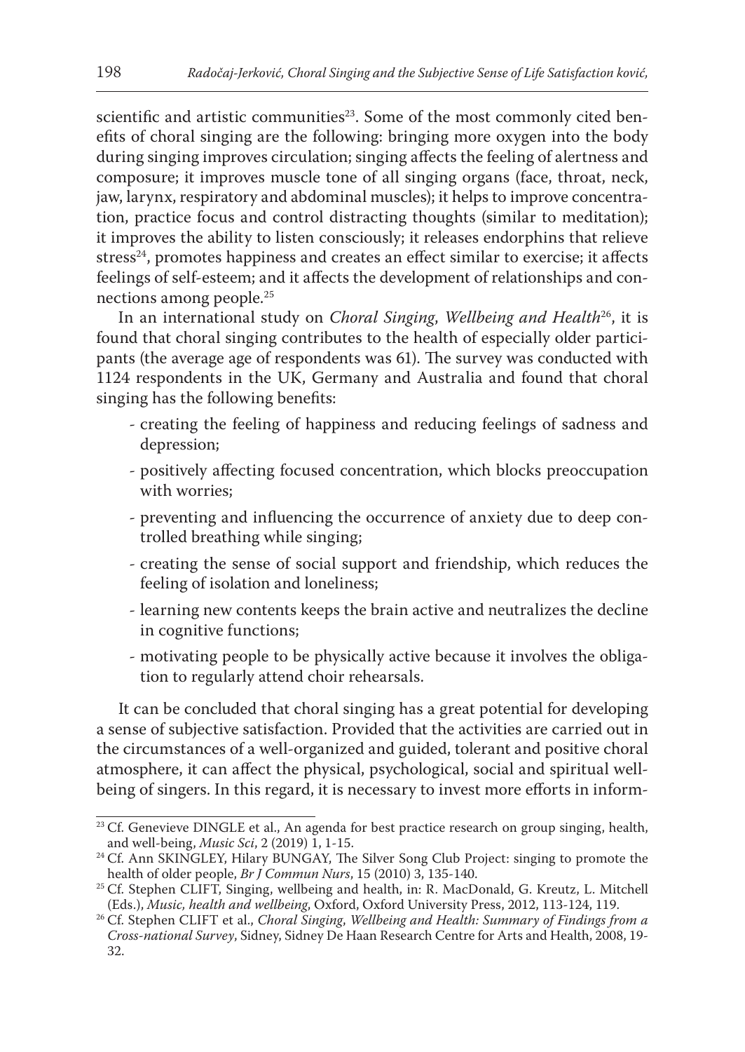scientific and artistic communities[23]. Some of the most commonly cited benefits of choral singing are the following: bringing more oxygen into the body during singing improves circulation; singing affects the feeling of alertness and composure; it improves muscle tone of all singing organs (face, throat, neck, jaw, larynx, respiratory and abdominal muscles); it helps to improve concentration, practice focus and control distracting thoughts (similar to meditation); it improves the ability to listen consciously; it releases endorphins that relieve stress[24], promotes happiness and creates an effect similar to exercise; it affects feelings of self-esteem; and it affects the development of relationships and connections among people.[25]

In an international study on *Choral Singing, Wellbeing and Health*[26], it is found that choral singing contributes to the health of especially older participants (the average age of respondents was 61). The survey was conducted with 1124 respondents in the UK, Germany and Australia and found that choral singing has the following benefits:

- creating the feeling of happiness and reducing feelings of sadness and depression;
- positively affecting focused concentration, which blocks preoccupation with worries;
- preventing and influencing the occurrence of anxiety due to deep controlled breathing while singing;
- creating the sense of social support and friendship, which reduces the feeling of isolation and loneliness;
- learning new contents keeps the brain active and neutralizes the decline in cognitive functions;
- motivating people to be physically active because it involves the obligation to regularly attend choir rehearsals.

It can be concluded that choral singing has a great potential for developing a sense of subjective satisfaction. Provided that the activities are carried out in the circumstances of a well-organized and guided, tolerant and positive choral atmosphere, it can affect the physical, psychological, social and spiritual wellbeing of singers. In this regard, it is necessary to invest more efforts in inform-

---

[23] Cf. Genevieve DINGLE et al., An agenda for best practice research on group singing, health, and well-being, *Music Sci*, 2 (2019) 1, 1-15.

[24] Cf. Ann SKINGLEY, Hilary BUNGAY, The Silver Song Club Project: singing to promote the health of older people, *Br J Commun Nurs*, 15 (2010) 3, 135-140.

[25] Cf. Stephen CLIFT, Singing, wellbeing and health, in: R. MacDonald, G. Kreutz, L. Mitchell (Eds.), *Music, health and wellbeing*, Oxford, Oxford University Press, 2012, 113-124, 119.

[26] Cf. Stephen CLIFT et al., *Choral Singing, Wellbeing and Health: Summary of Findings from a Cross-national Survey*, Sidney, Sidney De Haan Research Centre for Arts and Health, 2008, 19-32.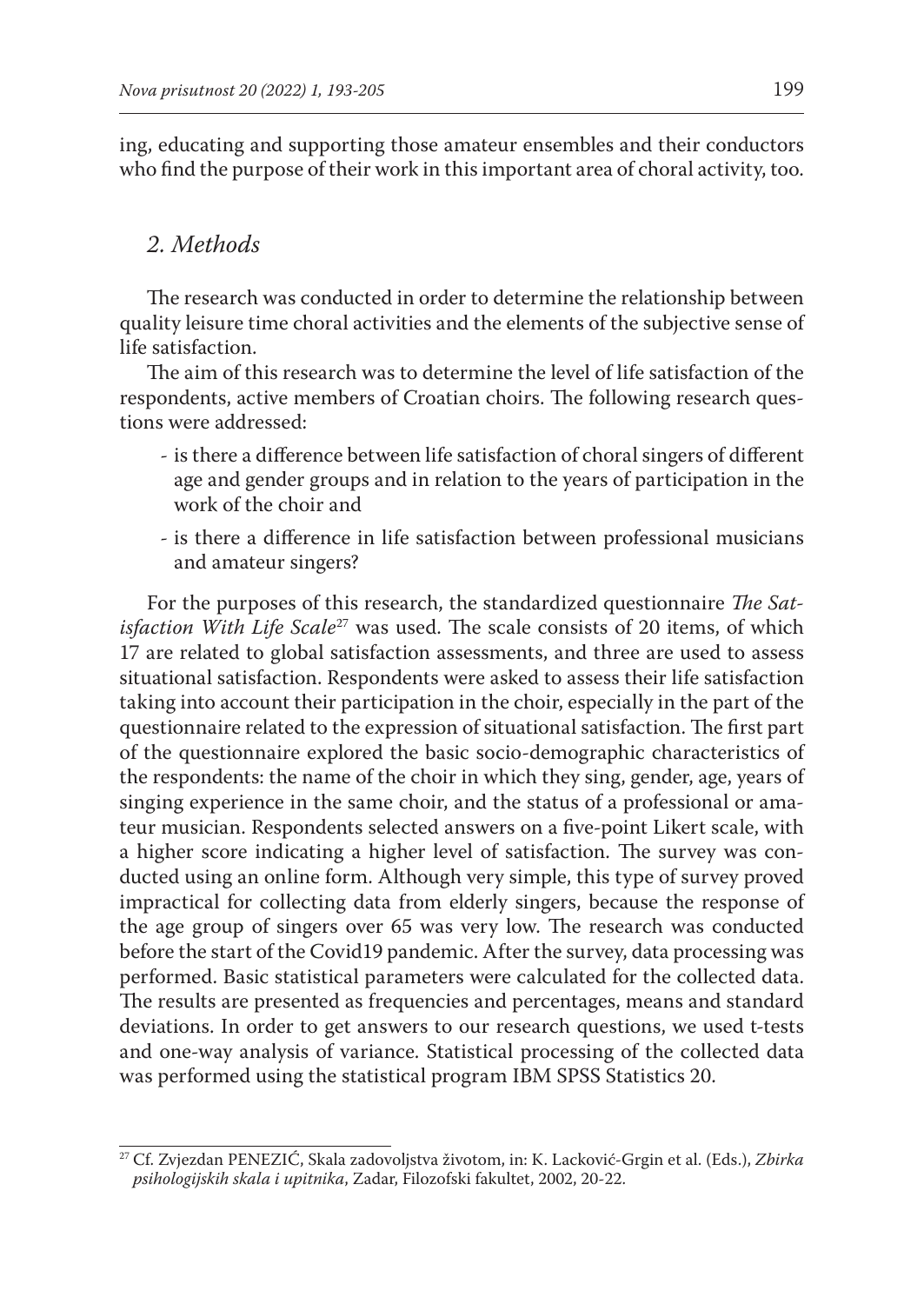ing, educating and supporting those amateur ensembles and their conductors who find the purpose of their work in this important area of choral activity, too.

## *2. Methods*

The research was conducted in order to determine the relationship between quality leisure time choral activities and the elements of the subjective sense of life satisfaction.

The aim of this research was to determine the level of life satisfaction of the respondents, active members of Croatian choirs. The following research questions were addressed:

- is there a difference between life satisfaction of choral singers of different age and gender groups and in relation to the years of participation in the work of the choir and
- is there a difference in life satisfaction between professional musicians and amateur singers?

For the purposes of this research, the standardized questionnaire *The Satisfaction With Life Scale*[27] was used. The scale consists of 20 items, of which 17 are related to global satisfaction assessments, and three are used to assess situational satisfaction. Respondents were asked to assess their life satisfaction taking into account their participation in the choir, especially in the part of the questionnaire related to the expression of situational satisfaction. The first part of the questionnaire explored the basic socio-demographic characteristics of the respondents: the name of the choir in which they sing, gender, age, years of singing experience in the same choir, and the status of a professional or amateur musician. Respondents selected answers on a five-point Likert scale, with a higher score indicating a higher level of satisfaction. The survey was conducted using an online form. Although very simple, this type of survey proved impractical for collecting data from elderly singers, because the response of the age group of singers over 65 was very low. The research was conducted before the start of the Covid19 pandemic. After the survey, data processing was performed. Basic statistical parameters were calculated for the collected data. The results are presented as frequencies and percentages, means and standard deviations. In order to get answers to our research questions, we used t-tests and one-way analysis of variance. Statistical processing of the collected data was performed using the statistical program IBM SPSS Statistics 20.

---

[27] Cf. Zvjezdan PENEZIĆ, Skala zadovoljstva životom, in: K. Lacković-Grgin et al. (Eds.), *Zbirka psihologijskih skala i upitnika*, Zadar, Filozofski fakultet, 2002, 20-22.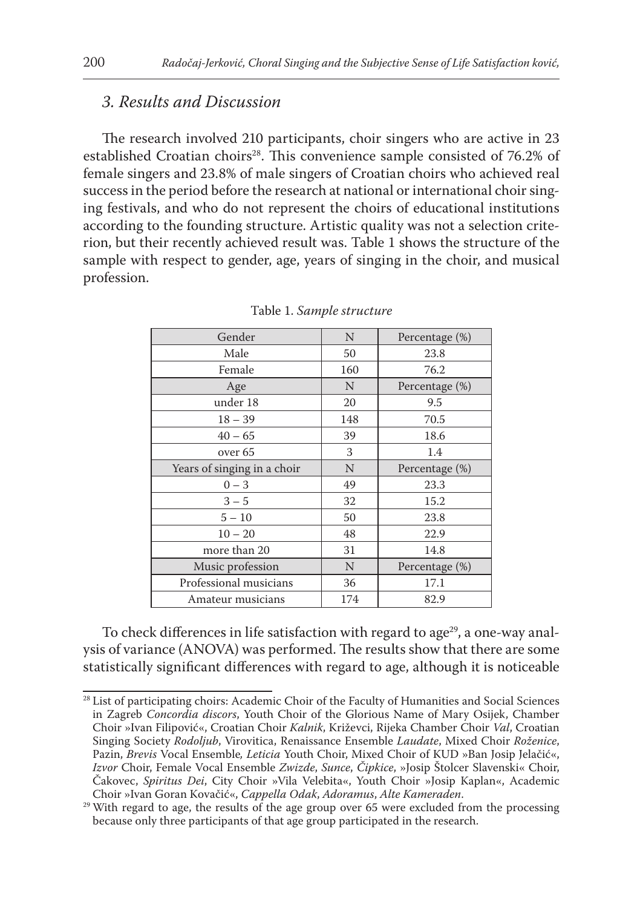## 3. Results and Discussion

The research involved 210 participants, choir singers who are active in 23 established Croatian choirs[28]. This convenience sample consisted of 76.2% of female singers and 23.8% of male singers of Croatian choirs who achieved real success in the period before the research at national or international choir singing festivals, and who do not represent the choirs of educational institutions according to the founding structure. Artistic quality was not a selection criterion, but their recently achieved result was. Table 1 shows the structure of the sample with respect to gender, age, years of singing in the choir, and musical profession.

Table 1. *Sample structure*

| Gender | N | Percentage (%) |
|---|---|---|
| Male | 50 | 23.8 |
| Female | 160 | 76.2 |
| Age | N | Percentage (%) |
| under 18 | 20 | 9.5 |
| 18 – 39 | 148 | 70.5 |
| 40 – 65 | 39 | 18.6 |
| over 65 | 3 | 1.4 |
| Years of singing in a choir | N | Percentage (%) |
| 0 – 3 | 49 | 23.3 |
| 3 – 5 | 32 | 15.2 |
| 5 – 10 | 50 | 23.8 |
| 10 – 20 | 48 | 22.9 |
| more than 20 | 31 | 14.8 |
| Music profession | N | Percentage (%) |
| Professional musicians | 36 | 17.1 |
| Amateur musicians | 174 | 82.9 |

To check differences in life satisfaction with regard to age[29], a one-way analysis of variance (ANOVA) was performed. The results show that there are some statistically significant differences with regard to age, although it is noticeable

[28] List of participating choirs: Academic Choir of the Faculty of Humanities and Social Sciences in Zagreb *Concordia discors*, Youth Choir of the Glorious Name of Mary Osijek, Chamber Choir »Ivan Filipović«, Croatian Choir *Kalnik*, Križevci, Rijeka Chamber Choir *Val*, Croatian Singing Society *Rodoljub*, Virovitica, Renaissance Ensemble *Laudate*, Mixed Choir *Roženice*, Pazin, *Brevis* Vocal Ensemble, *Leticia* Youth Choir, Mixed Choir of KUD »Ban Josip Jelačić«, *Izvor* Choir, Female Vocal Ensemble *Zwizde*, *Sunce*, *Čipkice*, »Josip Štolcer Slavenski« Choir, Čakovec, *Spiritus Dei*, City Choir »Vila Velebita«, Youth Choir »Josip Kaplan«, Academic Choir »Ivan Goran Kovačić«, *Cappella Odak*, *Adoramus*, *Alte Kameraden*.

[29] With regard to age, the results of the age group over 65 were excluded from the processing because only three participants of that age group participated in the research.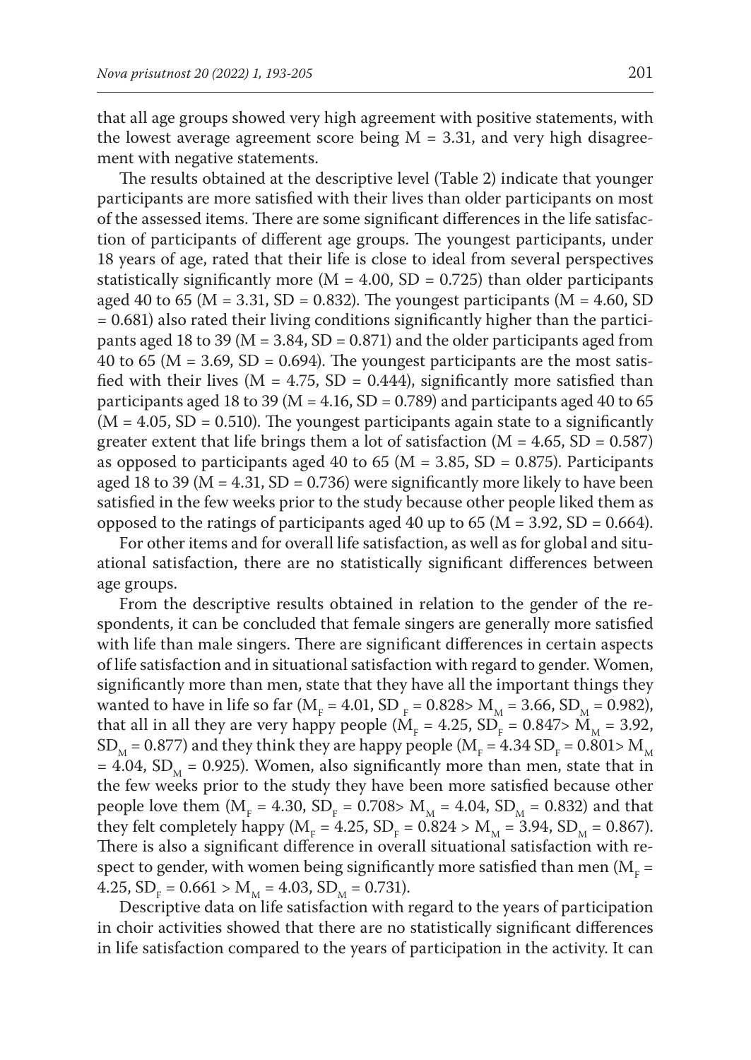that all age groups showed very high agreement with positive statements, with the lowest average agreement score being $M = 3.31$, and very high disagreement with negative statements.

The results obtained at the descriptive level (Table 2) indicate that younger participants are more satisfied with their lives than older participants on most of the assessed items. There are some significant differences in the life satisfaction of participants of different age groups. The youngest participants, under 18 years of age, rated that their life is close to ideal from several perspectives statistically significantly more ($M = 4.00$, $SD = 0.725$) than older participants aged 40 to 65 ($M = 3.31$, $SD = 0.832$). The youngest participants ($M = 4.60$, $SD = 0.681$) also rated their living conditions significantly higher than the participants aged 18 to 39 ($M = 3.84$, $SD = 0.871$) and the older participants aged from 40 to 65 ($M = 3.69$, $SD = 0.694$). The youngest participants are the most satisfied with their lives ($M = 4.75$, $SD = 0.444$), significantly more satisfied than participants aged 18 to 39 ($M = 4.16$, $SD = 0.789$) and participants aged 40 to 65 ($M = 4.05$, $SD = 0.510$). The youngest participants again state to a significantly greater extent that life brings them a lot of satisfaction ($M = 4.65$, $SD = 0.587$) as opposed to participants aged 40 to 65 ($M = 3.85$, $SD = 0.875$). Participants aged 18 to 39 ($M = 4.31$, $SD = 0.736$) were significantly more likely to have been satisfied in the few weeks prior to the study because other people liked them as opposed to the ratings of participants aged 40 up to 65 ($M = 3.92$, $SD = 0.664$).

For other items and for overall life satisfaction, as well as for global and situational satisfaction, there are no statistically significant differences between age groups.

From the descriptive results obtained in relation to the gender of the respondents, it can be concluded that female singers are generally more satisfied with life than male singers. There are significant differences in certain aspects of life satisfaction and in situational satisfaction with regard to gender. Women, significantly more than men, state that they have all the important things they wanted to have in life so far ($M_F = 4.01$, $SD_F = 0.828 > M_M = 3.66$, $SD_M = 0.982$), that all in all they are very happy people ($M_F = 4.25$, $SD_F = 0.847 > M_M = 3.92$, $SD_M = 0.877$) and they think they are happy people ($M_F = 4.34$ $SD_F = 0.801 > M_M = 4.04$, $SD_M = 0.925$). Women, also significantly more than men, state that in the few weeks prior to the study they have been more satisfied because other people love them ($M_F = 4.30$, $SD_F = 0.708 > M_M = 4.04$, $SD_M = 0.832$) and that they felt completely happy ($M_F = 4.25$, $SD_F = 0.824 > M_M = 3.94$, $SD_M = 0.867$). There is also a significant difference in overall situational satisfaction with respect to gender, with women being significantly more satisfied than men ($M_F = 4.25$, $SD_F = 0.661 > M_M = 4.03$, $SD_M = 0.731$).

Descriptive data on life satisfaction with regard to the years of participation in choir activities showed that there are no statistically significant differences in life satisfaction compared to the years of participation in the activity. It can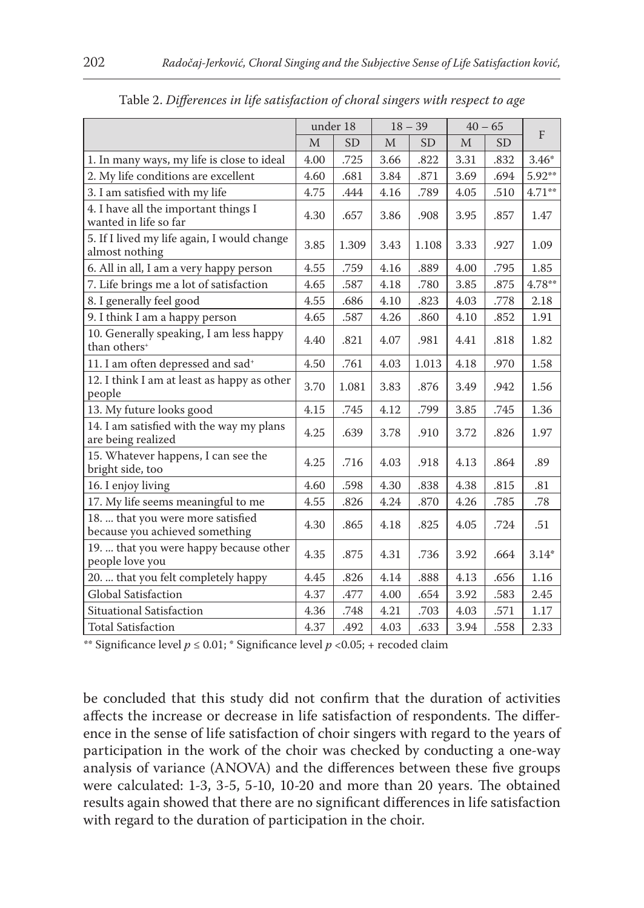Table 2. *Differences in life satisfaction of choral singers with respect to age*

| | under 18 | | 18 – 39 | | 40 – 65 | | F |
|---|---|---|---|---|---|---|---|
| | M | SD | M | SD | M | SD | |
| 1. In many ways, my life is close to ideal | 4.00 | .725 | 3.66 | .822 | 3.31 | .832 | 3.46* |
| 2. My life conditions are excellent | 4.60 | .681 | 3.84 | .871 | 3.69 | .694 | 5.92** |
| 3. I am satisfied with my life | 4.75 | .444 | 4.16 | .789 | 4.05 | .510 | 4.71** |
| 4. I have all the important things I wanted in life so far | 4.30 | .657 | 3.86 | .908 | 3.95 | .857 | 1.47 |
| 5. If I lived my life again, I would change almost nothing | 3.85 | 1.309 | 3.43 | 1.108 | 3.33 | .927 | 1.09 |
| 6. All in all, I am a very happy person | 4.55 | .759 | 4.16 | .889 | 4.00 | .795 | 1.85 |
| 7. Life brings me a lot of satisfaction | 4.65 | .587 | 4.18 | .780 | 3.85 | .875 | 4.78** |
| 8. I generally feel good | 4.55 | .686 | 4.10 | .823 | 4.03 | .778 | 2.18 |
| 9. I think I am a happy person | 4.65 | .587 | 4.26 | .860 | 4.10 | .852 | 1.91 |
| 10. Generally speaking, I am less happy than others+ | 4.40 | .821 | 4.07 | .981 | 4.41 | .818 | 1.82 |
| 11. I am often depressed and sad+ | 4.50 | .761 | 4.03 | 1.013 | 4.18 | .970 | 1.58 |
| 12. I think I am at least as happy as other people | 3.70 | 1.081 | 3.83 | .876 | 3.49 | .942 | 1.56 |
| 13. My future looks good | 4.15 | .745 | 4.12 | .799 | 3.85 | .745 | 1.36 |
| 14. I am satisfied with the way my plans are being realized | 4.25 | .639 | 3.78 | .910 | 3.72 | .826 | 1.97 |
| 15. Whatever happens, I can see the bright side, too | 4.25 | .716 | 4.03 | .918 | 4.13 | .864 | .89 |
| 16. I enjoy living | 4.60 | .598 | 4.30 | .838 | 4.38 | .815 | .81 |
| 17. My life seems meaningful to me | 4.55 | .826 | 4.24 | .870 | 4.26 | .785 | .78 |
| 18. ... that you were more satisfied because you achieved something | 4.30 | .865 | 4.18 | .825 | 4.05 | .724 | .51 |
| 19. ... that you were happy because other people love you | 4.35 | .875 | 4.31 | .736 | 3.92 | .664 | 3.14* |
| 20. ... that you felt completely happy | 4.45 | .826 | 4.14 | .888 | 4.13 | .656 | 1.16 |
| Global Satisfaction | 4.37 | .477 | 4.00 | .654 | 3.92 | .583 | 2.45 |
| Situational Satisfaction | 4.36 | .748 | 4.21 | .703 | 4.03 | .571 | 1.17 |
| Total Satisfaction | 4.37 | .492 | 4.03 | .633 | 3.94 | .558 | 2.33 |

** Significance level $p \leq 0.01$; * Significance level $p < 0.05$; + recoded claim

be concluded that this study did not confirm that the duration of activities affects the increase or decrease in life satisfaction of respondents. The difference in the sense of life satisfaction of choir singers with regard to the years of participation in the work of the choir was checked by conducting a one-way analysis of variance (ANOVA) and the differences between these five groups were calculated: 1-3, 3-5, 5-10, 10-20 and more than 20 years. The obtained results again showed that there are no significant differences in life satisfaction with regard to the duration of participation in the choir.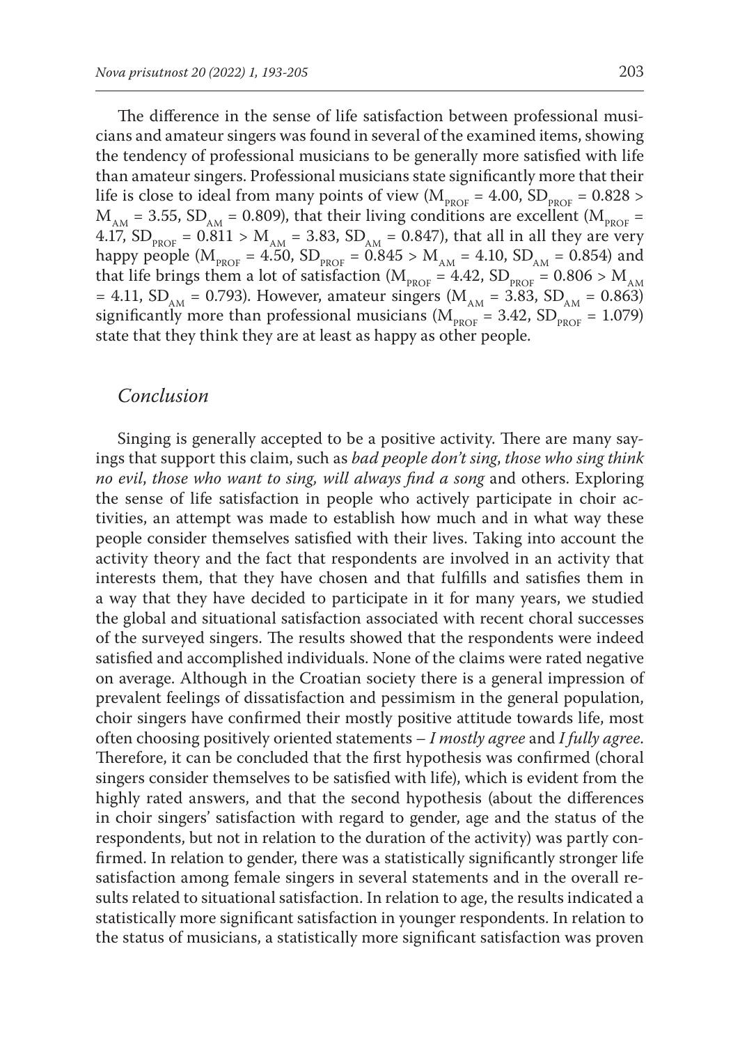The difference in the sense of life satisfaction between professional musicians and amateur singers was found in several of the examined items, showing the tendency of professional musicians to be generally more satisfied with life than amateur singers. Professional musicians state significantly more that their life is close to ideal from many points of view ($M_{PROF} = 4.00$, $SD_{PROF} = 0.828 > M_{AM} = 3.55$, $SD_{AM} = 0.809$), that their living conditions are excellent ($M_{PROF} = 4.17$, $SD_{PROF} = 0.811 > M_{AM} = 3.83$, $SD_{AM} = 0.847$), that all in all they are very happy people ($M_{PROF} = 4.50$, $SD_{PROF} = 0.845 > M_{AM} = 4.10$, $SD_{AM} = 0.854$) and that life brings them a lot of satisfaction ($M_{PROF} = 4.42$, $SD_{PROF} = 0.806 > M_{AM} = 4.11$, $SD_{AM} = 0.793$). However, amateur singers ($M_{AM} = 3.83$, $SD_{AM} = 0.863$) significantly more than professional musicians ($M_{PROF} = 3.42$, $SD_{PROF} = 1.079$) state that they think they are at least as happy as other people.

## *Conclusion*

Singing is generally accepted to be a positive activity. There are many sayings that support this claim, such as *bad people don't sing*, *those who sing think no evil*, *those who want to sing, will always find a song* and others. Exploring the sense of life satisfaction in people who actively participate in choir activities, an attempt was made to establish how much and in what way these people consider themselves satisfied with their lives. Taking into account the activity theory and the fact that respondents are involved in an activity that interests them, that they have chosen and that fulfills and satisfies them in a way that they have decided to participate in it for many years, we studied the global and situational satisfaction associated with recent choral successes of the surveyed singers. The results showed that the respondents were indeed satisfied and accomplished individuals. None of the claims were rated negative on average. Although in the Croatian society there is a general impression of prevalent feelings of dissatisfaction and pessimism in the general population, choir singers have confirmed their mostly positive attitude towards life, most often choosing positively oriented statements – *I mostly agree* and *I fully agree*. Therefore, it can be concluded that the first hypothesis was confirmed (choral singers consider themselves to be satisfied with life), which is evident from the highly rated answers, and that the second hypothesis (about the differences in choir singers' satisfaction with regard to gender, age and the status of the respondents, but not in relation to the duration of the activity) was partly confirmed. In relation to gender, there was a statistically significantly stronger life satisfaction among female singers in several statements and in the overall results related to situational satisfaction. In relation to age, the results indicated a statistically more significant satisfaction in younger respondents. In relation to the status of musicians, a statistically more significant satisfaction was proven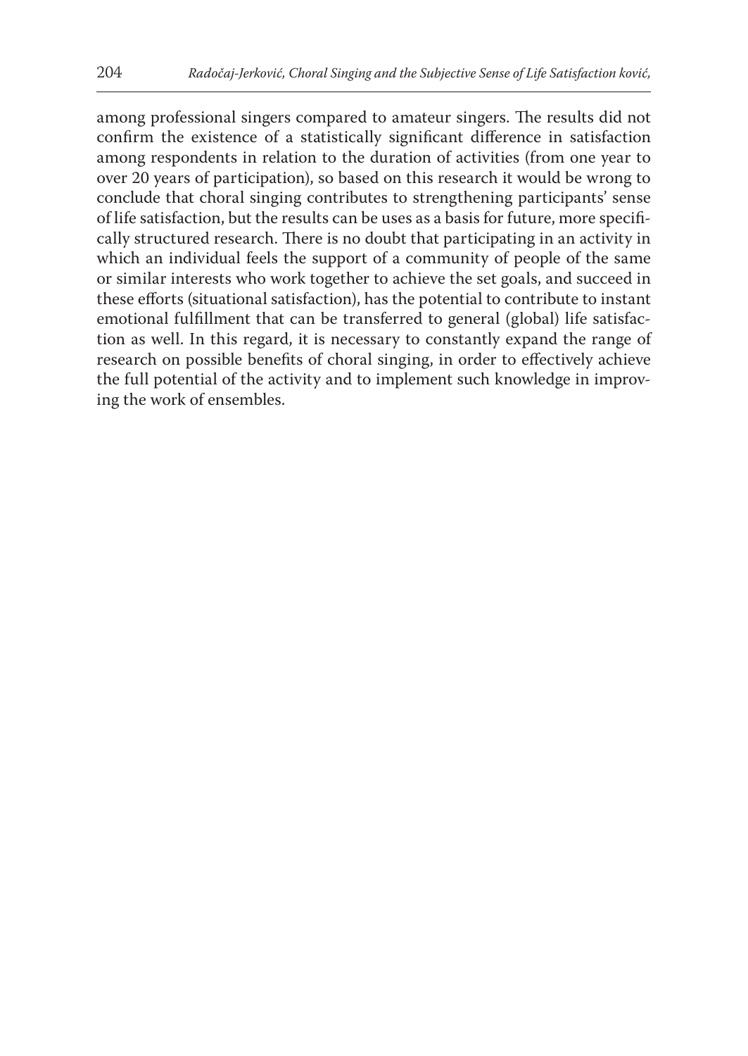among professional singers compared to amateur singers. The results did not confirm the existence of a statistically significant difference in satisfaction among respondents in relation to the duration of activities (from one year to over 20 years of participation), so based on this research it would be wrong to conclude that choral singing contributes to strengthening participants' sense of life satisfaction, but the results can be uses as a basis for future, more specifically structured research. There is no doubt that participating in an activity in which an individual feels the support of a community of people of the same or similar interests who work together to achieve the set goals, and succeed in these efforts (situational satisfaction), has the potential to contribute to instant emotional fulfillment that can be transferred to general (global) life satisfaction as well. In this regard, it is necessary to constantly expand the range of research on possible benefits of choral singing, in order to effectively achieve the full potential of the activity and to implement such knowledge in improving the work of ensembles.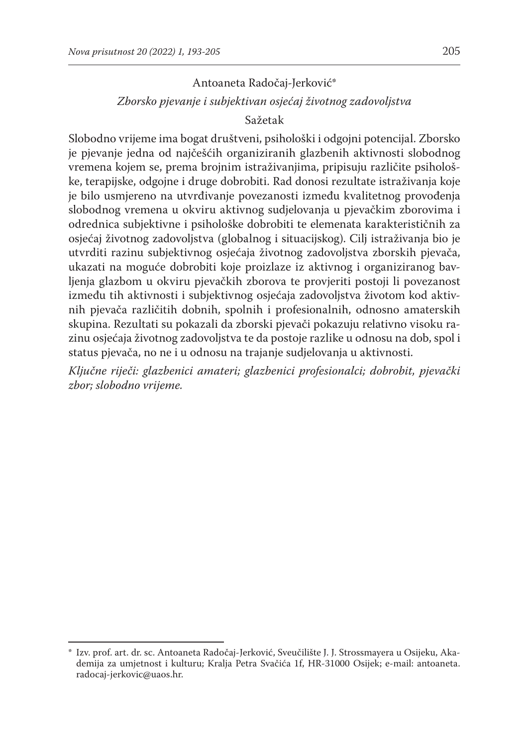Antoaneta Radočaj-Jerković*

*Zborsko pjevanje i subjektivan osjećaj životnog zadovoljstva*

Sažetak

Slobodno vrijeme ima bogat društveni, psihološki i odgojni potencijal. Zborsko je pjevanje jedna od najčešćih organiziranih glazbenih aktivnosti slobodnog vremena kojem se, prema brojnim istraživanjima, pripisuju različite psihološke, terapijske, odgojne i druge dobrobiti. Rad donosi rezultate istraživanja koje je bilo usmjereno na utvrđivanje povezanosti između kvalitetnog provođenja slobodnog vremena u okviru aktivnog sudjelovanja u pjevačkim zborovima i odrednica subjektivne i psihološke dobrobiti te elemenata karakterističnih za osjećaj životnog zadovoljstva (globalnog i situacijskog). Cilj istraživanja bio je utvrditi razinu subjektivnog osjećaja životnog zadovoljstva zborskih pjevača, ukazati na moguće dobrobiti koje proizlaze iz aktivnog i organiziranog bavljenja glazbom u okviru pjevačkih zborova te provjeriti postoji li povezanost između tih aktivnosti i subjektivnog osjećaja zadovoljstva životom kod aktivnih pjevača različitih dobnih, spolnih i profesionalnih, odnosno amaterskih skupina. Rezultati su pokazali da zborski pjevači pokazuju relativno visoku razinu osjećaja životnog zadovoljstva te da postoje razlike u odnosu na dob, spol i status pjevača, no ne i u odnosu na trajanje sudjelovanja u aktivnosti.

*Ključne riječi: glazbenici amateri; glazbenici profesionalci; dobrobit, pjevački zbor; slobodno vrijeme.*

---

\* Izv. prof. art. dr. sc. Antoaneta Radočaj-Jerković, Sveučilište J. J. Strossmayera u Osijeku, Akademija za umjetnost i kulturu; Kralja Petra Svačića 1f, HR-31000 Osijek; e-mail: antoaneta.radocaj-jerkovic@uaos.hr.